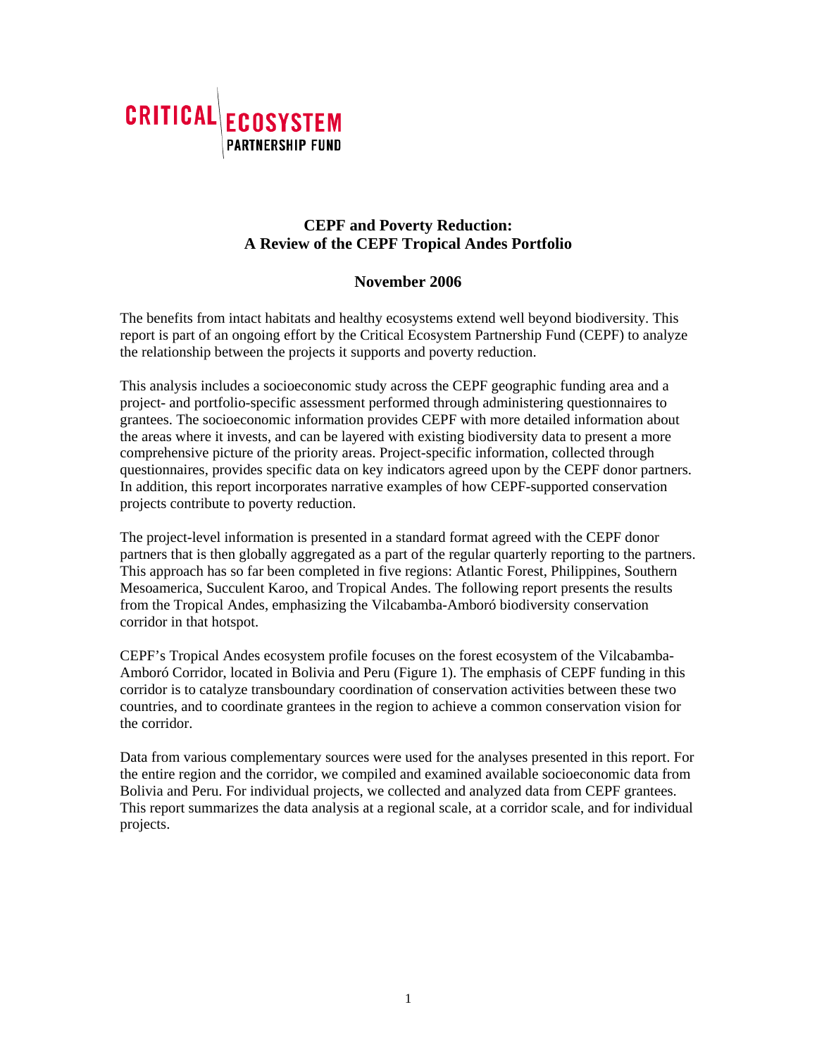CRITICAL ECOSYSTEM PARTNERSHIP FUND

# CEPF and Poverty Reduction: A Review of the CEPF Tropical Andes Portfolio

## November 2006

The benefits from intact habitats and healthy ecosystems extend well beyond biodiversity. This report is part of an ongoing effort by the Critical Ecosystem Partnership Fund (CEPF) to analyze the relationship between the projects it supports and poverty reduction.

This analysis includes a socioeconomic study across the CEPF geographic funding area and a project- and portfolio-specific assessment performed through administering questionnaires to grantees. The socioeconomic information provides CEPF with more detailed information about the areas where it invests, and can be layered with existing biodiversity data to present a more comprehensive picture of the priority areas. Project-specific information, collected through questionnaires, provides specific data on key indicators agreed upon by the CEPF donor partners. In addition, this report incorporates narrative examples of how CEPF-supported conservation projects contribute to poverty reduction.

The project-level information is presented in a standard format agreed with the CEPF donor partners that is then globally aggregated as a part of the regular quarterly reporting to the partners. This approach has so far been completed in five regions: Atlantic Forest, Philippines, Southern Mesoamerica, Succulent Karoo, and Tropical Andes. The following report presents the results from the Tropical Andes, emphasizing the Vilcabamba-Amboró biodiversity conservation corridor in that hotspot.

CEPF's Tropical Andes ecosystem profile focuses on the forest ecosystem of the Vilcabamba-Amboró Corridor, located in Bolivia and Peru (Figure 1). The emphasis of CEPF funding in this corridor is to catalyze transboundary coordination of conservation activities between these two countries, and to coordinate grantees in the region to achieve a common conservation vision for the corridor.

Data from various complementary sources were used for the analyses presented in this report. For the entire region and the corridor, we compiled and examined available socioeconomic data from Bolivia and Peru. For individual projects, we collected and analyzed data from CEPF grantees. This report summarizes the data analysis at a regional scale, at a corridor scale, and for individual projects.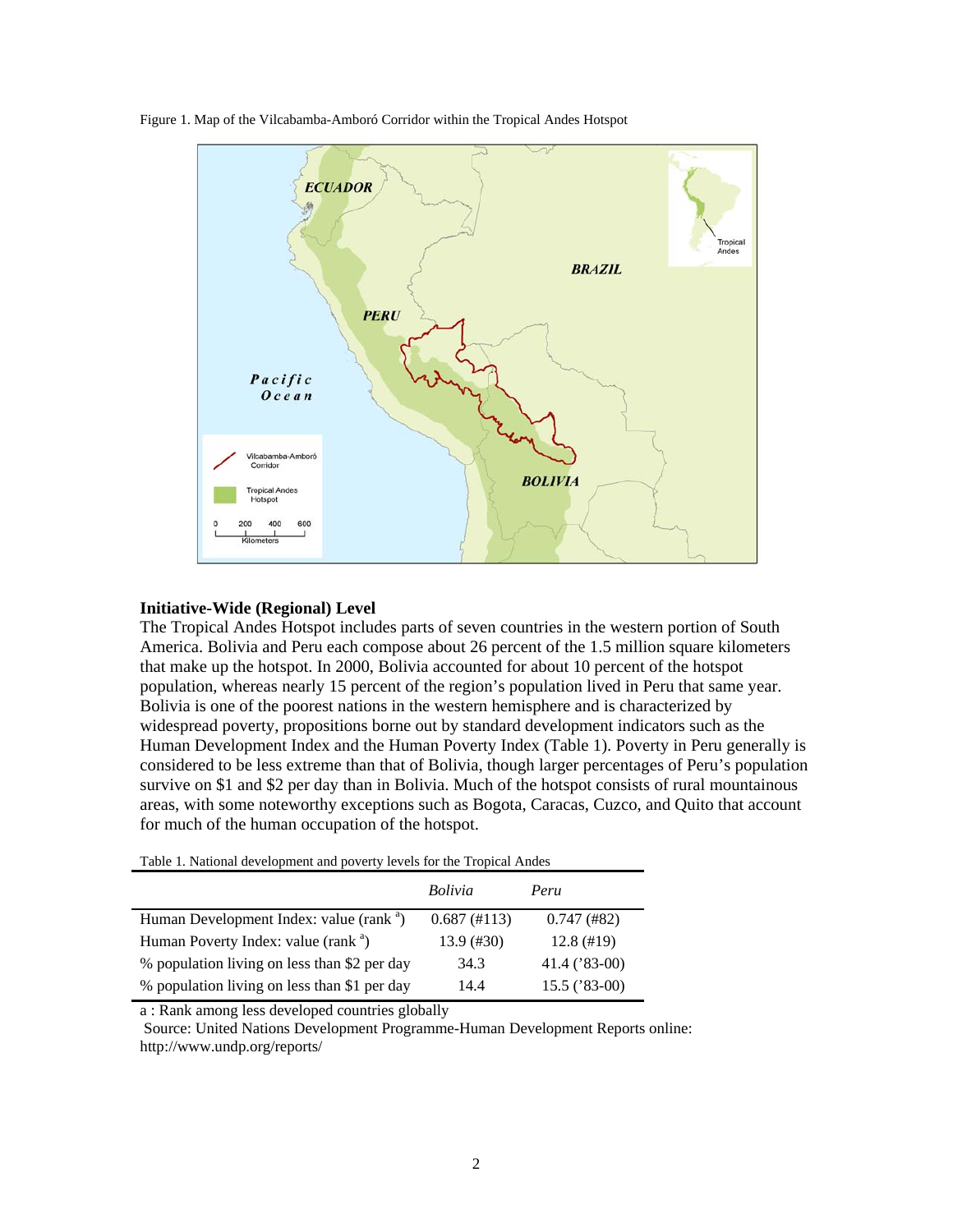Figure 1. Map of the Vilcabamba-Amboró Corridor within the Tropical Andes Hotspot

### Initiative-Wide (Regional) Level

The Tropical Andes Hotspot includes parts of seven countries in the western portion of South America. Bolivia and Peru each compose about 26 percent of the 1.5 million square kilometers that make up the hotspot. In 2000, Bolivia accounted for about 10 percent of the hotspot population, whereas nearly 15 percent of the region's population lived in Peru that same year. Bolivia is one of the poorest nations in the western hemisphere and is characterized by widespread poverty, propositions borne out by standard development indicators such as the Human Development Index and the Human Poverty Index (Table 1). Poverty in Peru generally is considered to be less extreme than that of Bolivia, though larger percentages of Peru's population survive on $1 and $2 per day than in Bolivia. Much of the hotspot consists of rural mountainous areas, with some noteworthy exceptions such as Bogota, Caracas, Cuzco, and Quito that account for much of the human occupation of the hotspot.

Table 1. National development and poverty levels for the Tropical Andes

| | *Bolivia* | *Peru* |
|---|---|---|
| Human Development Index: value (rank [a]) | 0.687 (#113) | 0.747 (#82) |
| Human Poverty Index: value (rank [a]) | 13.9 (#30) | 12.8 (#19) |
| % population living on less than $2 per day | 34.3 | 41.4 ('83-00) |
| % population living on less than $1 per day | 14.4 | 15.5 ('83-00) |

a : Rank among less developed countries globally
Source: United Nations Development Programme-Human Development Reports online: http://www.undp.org/reports/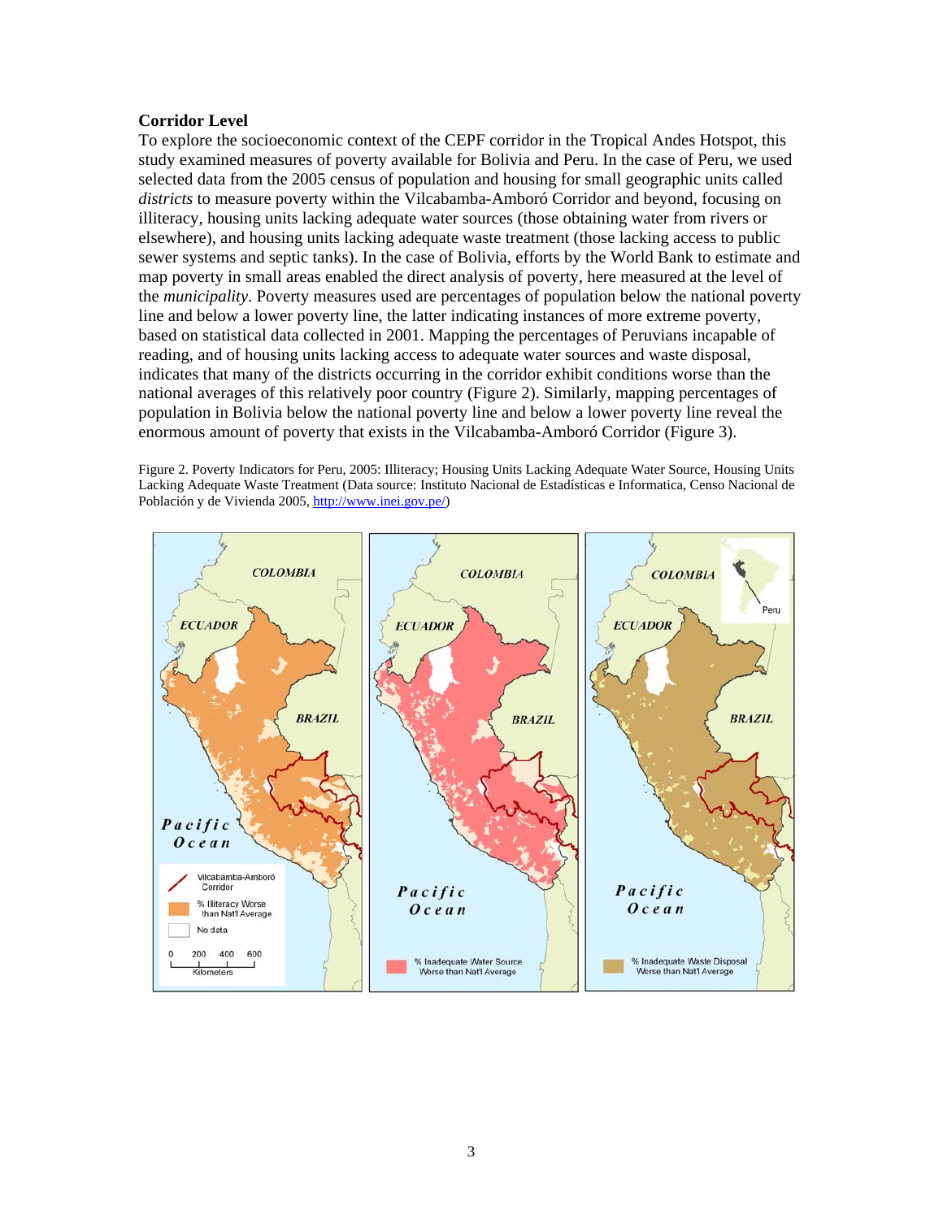**Corridor Level**

To explore the socioeconomic context of the CEPF corridor in the Tropical Andes Hotspot, this study examined measures of poverty available for Bolivia and Peru. In the case of Peru, we used selected data from the 2005 census of population and housing for small geographic units called *districts* to measure poverty within the Vilcabamba-Amboró Corridor and beyond, focusing on illiteracy, housing units lacking adequate water sources (those obtaining water from rivers or elsewhere), and housing units lacking adequate waste treatment (those lacking access to public sewer systems and septic tanks). In the case of Bolivia, efforts by the World Bank to estimate and map poverty in small areas enabled the direct analysis of poverty, here measured at the level of the *municipality*. Poverty measures used are percentages of population below the national poverty line and below a lower poverty line, the latter indicating instances of more extreme poverty, based on statistical data collected in 2001. Mapping the percentages of Peruvians incapable of reading, and of housing units lacking access to adequate water sources and waste disposal, indicates that many of the districts occurring in the corridor exhibit conditions worse than the national averages of this relatively poor country (Figure 2). Similarly, mapping percentages of population in Bolivia below the national poverty line and below a lower poverty line reveal the enormous amount of poverty that exists in the Vilcabamba-Amboró Corridor (Figure 3).

Figure 2. Poverty Indicators for Peru, 2005: Illiteracy; Housing Units Lacking Adequate Water Source, Housing Units Lacking Adequate Waste Treatment (Data source: Instituto Nacional de Estadísticas e Informatica, Censo Nacional de Población y de Vivienda 2005, http://www.inei.gov.pe/)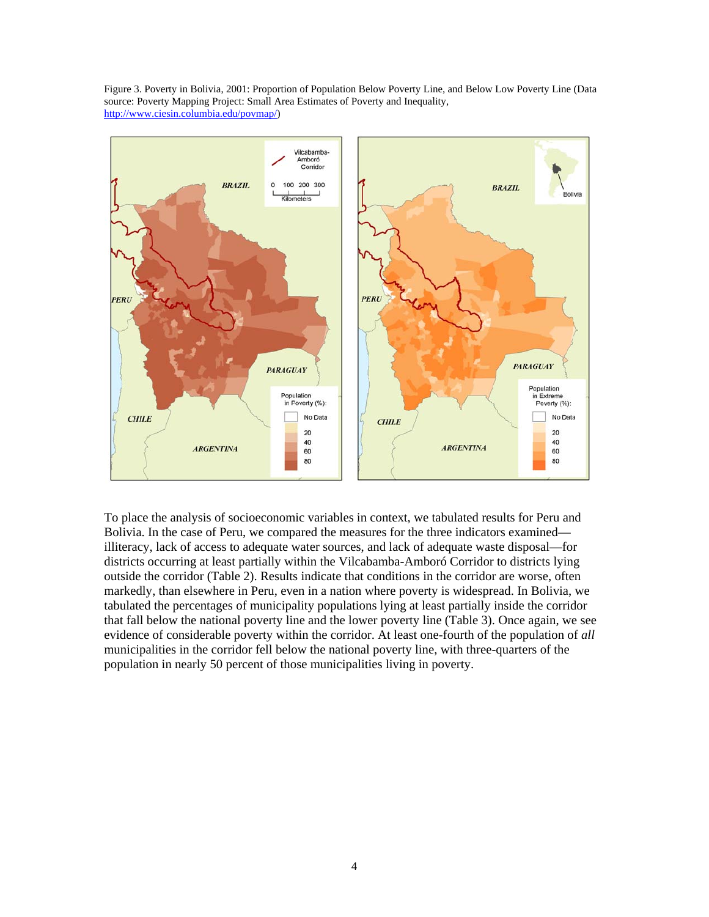Figure 3. Poverty in Bolivia, 2001: Proportion of Population Below Poverty Line, and Below Low Poverty Line (Data source: Poverty Mapping Project: Small Area Estimates of Poverty and Inequality, http://www.ciesin.columbia.edu/povmap/)

To place the analysis of socioeconomic variables in context, we tabulated results for Peru and Bolivia. In the case of Peru, we compared the measures for the three indicators examined—illiteracy, lack of access to adequate water sources, and lack of adequate waste disposal—for districts occurring at least partially within the Vilcabamba-Amboró Corridor to districts lying outside the corridor (Table 2). Results indicate that conditions in the corridor are worse, often markedly, than elsewhere in Peru, even in a nation where poverty is widespread. In Bolivia, we tabulated the percentages of municipality populations lying at least partially inside the corridor that fall below the national poverty line and the lower poverty line (Table 3). Once again, we see evidence of considerable poverty within the corridor. At least one-fourth of the population of *all* municipalities in the corridor fell below the national poverty line, with three-quarters of the population in nearly 50 percent of those municipalities living in poverty.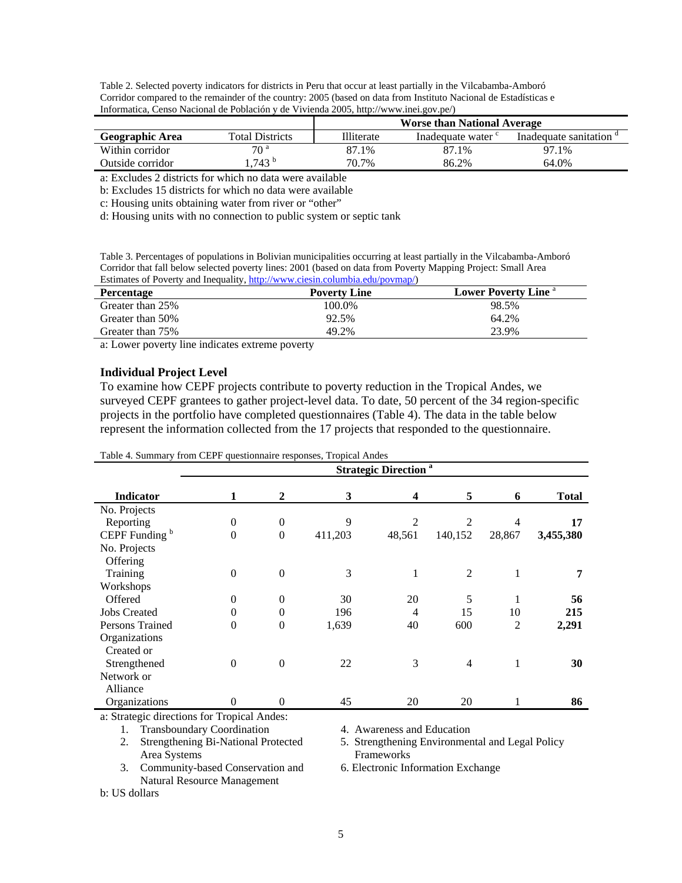Table 2. Selected poverty indicators for districts in Peru that occur at least partially in the Vilcabamba-Amboró Corridor compared to the remainder of the country: 2005 (based on data from Instituto Nacional de Estadísticas e Informatica, Censo Nacional de Población y de Vivienda 2005, http://www.inei.gov.pe/)

| | | Worse than National Average | | |
|---|---|---|---|---|
| **Geographic Area** | Total Districts | Illiterate | Inadequate water [c] | Inadequate sanitation [d] |
| Within corridor | 70 [a] | 87.1% | 87.1% | 97.1% |
| Outside corridor | 1,743 [b] | 70.7% | 86.2% | 64.0% |

a: Excludes 2 districts for which no data were available

b: Excludes 15 districts for which no data were available

c: Housing units obtaining water from river or "other"

d: Housing units with no connection to public system or septic tank

Table 3. Percentages of populations in Bolivian municipalities occurring at least partially in the Vilcabamba-Amboró Corridor that fall below selected poverty lines: 2001 (based on data from Poverty Mapping Project: Small Area Estimates of Poverty and Inequality, http://www.ciesin.columbia.edu/povmap/)

| Percentage | Poverty Line | Lower Poverty Line [a] |
|---|---|---|
| Greater than 25% | 100.0% | 98.5% |
| Greater than 50% | 92.5% | 64.2% |
| Greater than 75% | 49.2% | 23.9% |

a: Lower poverty line indicates extreme poverty

### Individual Project Level

To examine how CEPF projects contribute to poverty reduction in the Tropical Andes, we surveyed CEPF grantees to gather project-level data. To date, 50 percent of the 34 region-specific projects in the portfolio have completed questionnaires (Table 4). The data in the table below represent the information collected from the 17 projects that responded to the questionnaire.

Table 4. Summary from CEPF questionnaire responses, Tropical Andes

| | Strategic Direction [a] | | | | | | |
|---|---|---|---|---|---|---|---|
| **Indicator** | **1** | **2** | **3** | **4** | **5** | **6** | **Total** |
| No. Projects Reporting | 0 | 0 | 9 | 2 | 2 | 4 | **17** |
| CEPF Funding [b] | 0 | 0 | 411,203 | 48,561 | 140,152 | 28,867 | **3,455,380** |
| No. Projects Offering Training | 0 | 0 | 3 | 1 | 2 | 1 | **7** |
| Workshops Offered | 0 | 0 | 30 | 20 | 5 | 1 | **56** |
| Jobs Created | 0 | 0 | 196 | 4 | 15 | 10 | **215** |
| Persons Trained | 0 | 0 | 1,639 | 40 | 600 | 2 | **2,291** |
| Organizations Created or Strengthened | 0 | 0 | 22 | 3 | 4 | 1 | **30** |
| Network or Alliance Organizations | 0 | 0 | 45 | 20 | 20 | 1 | **86** |

a: Strategic directions for Tropical Andes:

1. Transboundary Coordination
2. Strengthening Bi-National Protected Area Systems
3. Community-based Conservation and Natural Resource Management
4. Awareness and Education
5. Strengthening Environmental and Legal Policy Frameworks
6. Electronic Information Exchange

b: US dollars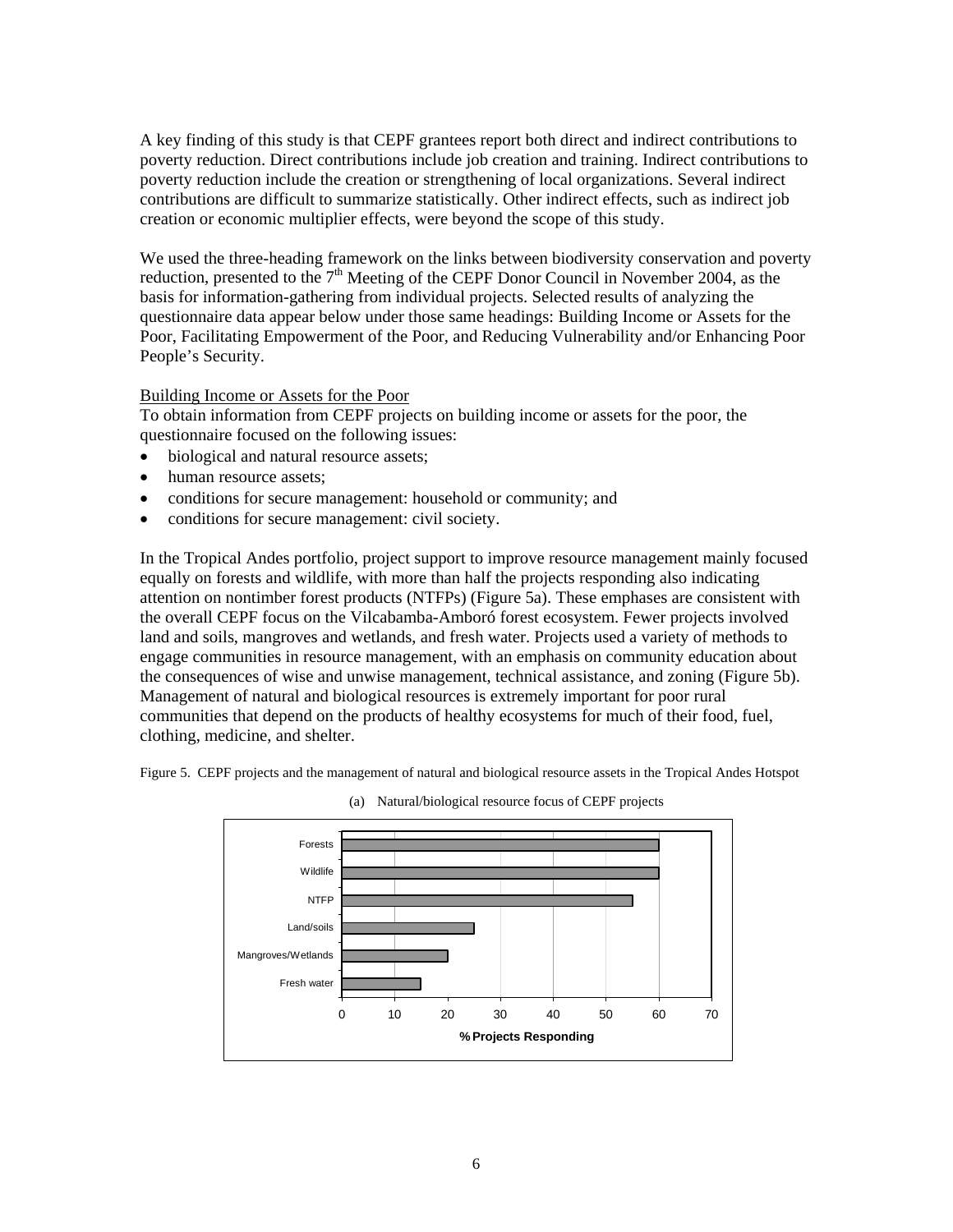A key finding of this study is that CEPF grantees report both direct and indirect contributions to poverty reduction. Direct contributions include job creation and training. Indirect contributions to poverty reduction include the creation or strengthening of local organizations. Several indirect contributions are difficult to summarize statistically. Other indirect effects, such as indirect job creation or economic multiplier effects, were beyond the scope of this study.

We used the three-heading framework on the links between biodiversity conservation and poverty reduction, presented to the 7th Meeting of the CEPF Donor Council in November 2004, as the basis for information-gathering from individual projects. Selected results of analyzing the questionnaire data appear below under those same headings: Building Income or Assets for the Poor, Facilitating Empowerment of the Poor, and Reducing Vulnerability and/or Enhancing Poor People's Security.

## Building Income or Assets for the Poor

To obtain information from CEPF projects on building income or assets for the poor, the questionnaire focused on the following issues:

- biological and natural resource assets;
- human resource assets;
- conditions for secure management: household or community; and
- conditions for secure management: civil society.

In the Tropical Andes portfolio, project support to improve resource management mainly focused equally on forests and wildlife, with more than half the projects responding also indicating attention on nontimber forest products (NTFPs) (Figure 5a). These emphases are consistent with the overall CEPF focus on the Vilcabamba-Amboró forest ecosystem. Fewer projects involved land and soils, mangroves and wetlands, and fresh water. Projects used a variety of methods to engage communities in resource management, with an emphasis on community education about the consequences of wise and unwise management, technical assistance, and zoning (Figure 5b). Management of natural and biological resources is extremely important for poor rural communities that depend on the products of healthy ecosystems for much of their food, fuel, clothing, medicine, and shelter.

Figure 5. CEPF projects and the management of natural and biological resource assets in the Tropical Andes Hotspot

(a) Natural/biological resource focus of CEPF projects

| Resource | % Projects Responding |
|---|---|
| Forests | 60 |
| Wildlife | 60 |
| NTFP | 55 |
| Land/soils | 25 |
| Mangroves/Wetlands | 20 |
| Fresh water | 15 |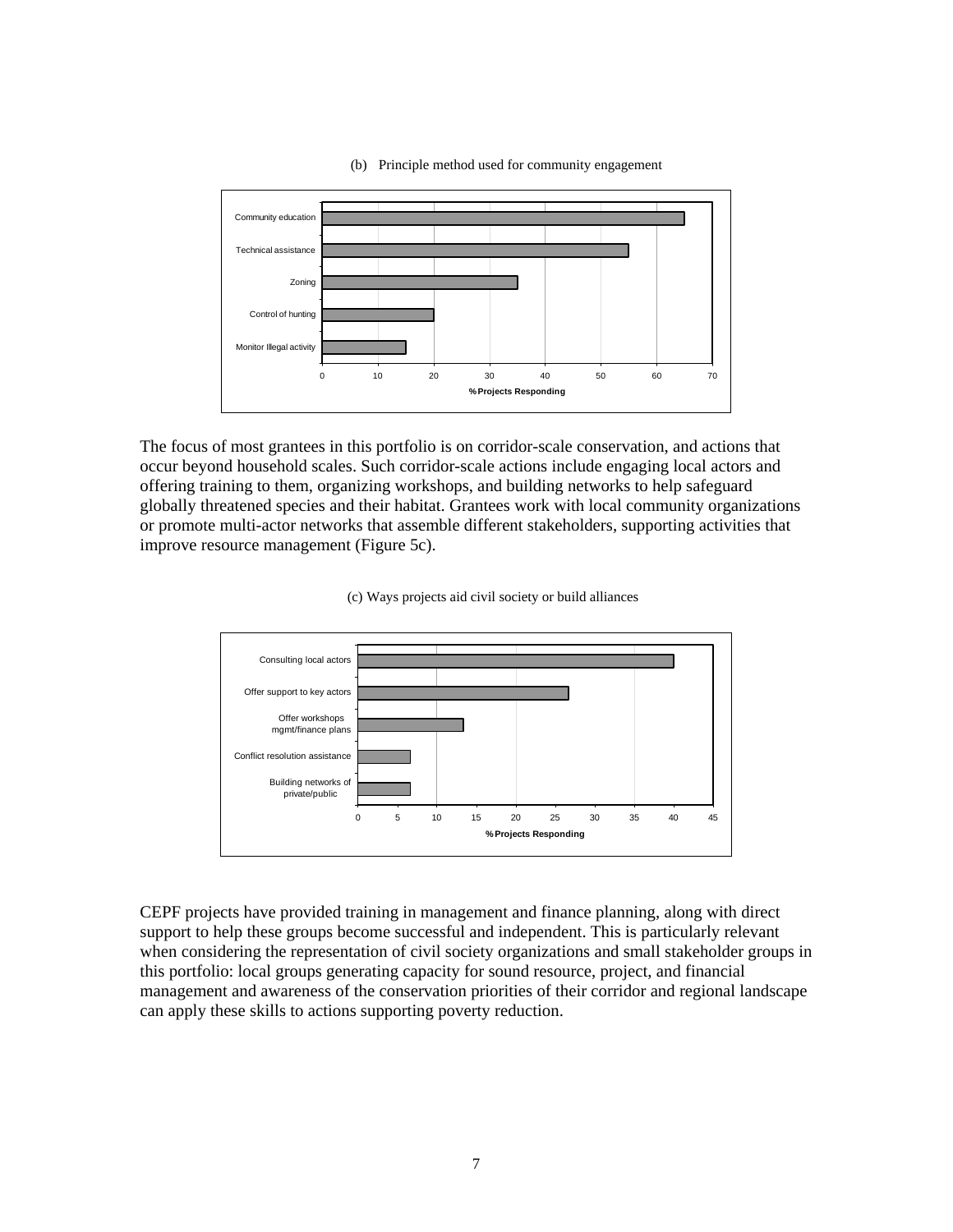(b) Principle method used for community engagement

The focus of most grantees in this portfolio is on corridor-scale conservation, and actions that occur beyond household scales. Such corridor-scale actions include engaging local actors and offering training to them, organizing workshops, and building networks to help safeguard globally threatened species and their habitat. Grantees work with local community organizations or promote multi-actor networks that assemble different stakeholders, supporting activities that improve resource management (Figure 5c).

(c) Ways projects aid civil society or build alliances

CEPF projects have provided training in management and finance planning, along with direct support to help these groups become successful and independent. This is particularly relevant when considering the representation of civil society organizations and small stakeholder groups in this portfolio: local groups generating capacity for sound resource, project, and financial management and awareness of the conservation priorities of their corridor and regional landscape can apply these skills to actions supporting poverty reduction.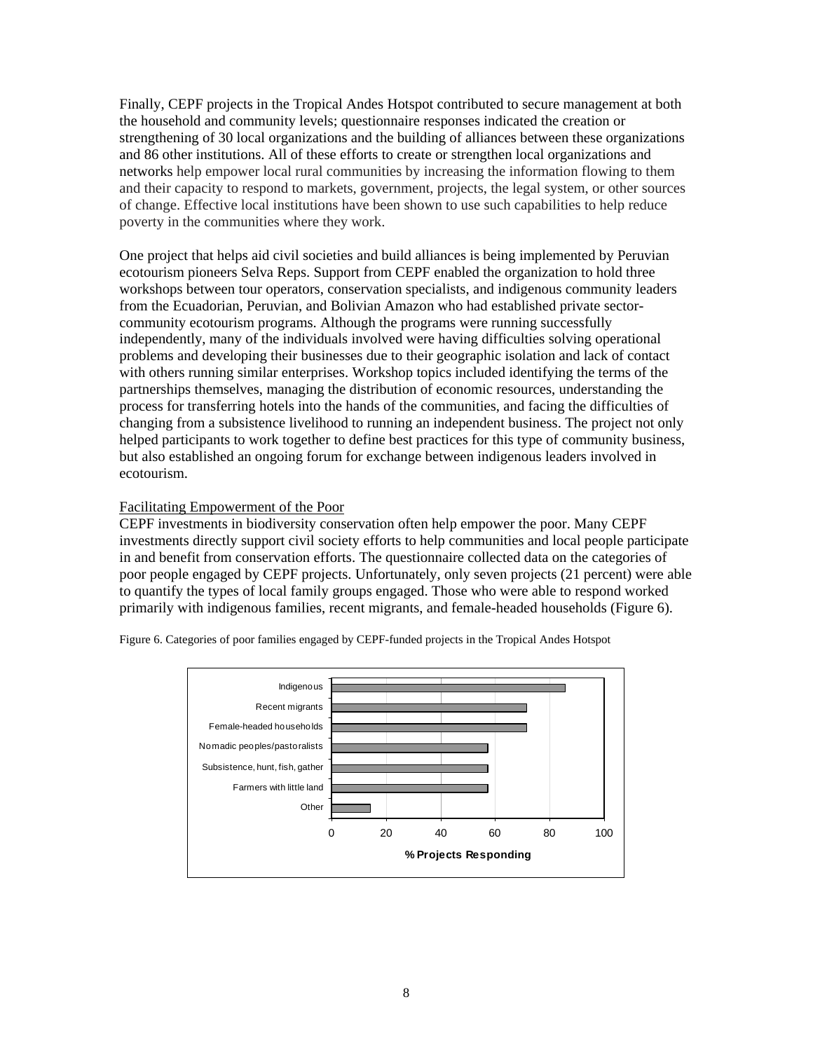Finally, CEPF projects in the Tropical Andes Hotspot contributed to secure management at both the household and community levels; questionnaire responses indicated the creation or strengthening of 30 local organizations and the building of alliances between these organizations and 86 other institutions. All of these efforts to create or strengthen local organizations and networks help empower local rural communities by increasing the information flowing to them and their capacity to respond to markets, government, projects, the legal system, or other sources of change. Effective local institutions have been shown to use such capabilities to help reduce poverty in the communities where they work.

One project that helps aid civil societies and build alliances is being implemented by Peruvian ecotourism pioneers Selva Reps. Support from CEPF enabled the organization to hold three workshops between tour operators, conservation specialists, and indigenous community leaders from the Ecuadorian, Peruvian, and Bolivian Amazon who had established private sector-community ecotourism programs. Although the programs were running successfully independently, many of the individuals involved were having difficulties solving operational problems and developing their businesses due to their geographic isolation and lack of contact with others running similar enterprises. Workshop topics included identifying the terms of the partnerships themselves, managing the distribution of economic resources, understanding the process for transferring hotels into the hands of the communities, and facing the difficulties of changing from a subsistence livelihood to running an independent business. The project not only helped participants to work together to define best practices for this type of community business, but also established an ongoing forum for exchange between indigenous leaders involved in ecotourism.

### Facilitating Empowerment of the Poor

CEPF investments in biodiversity conservation often help empower the poor. Many CEPF investments directly support civil society efforts to help communities and local people participate in and benefit from conservation efforts. The questionnaire collected data on the categories of poor people engaged by CEPF projects. Unfortunately, only seven projects (21 percent) were able to quantify the types of local family groups engaged. Those who were able to respond worked primarily with indigenous families, recent migrants, and female-headed households (Figure 6).

Figure 6. Categories of poor families engaged by CEPF-funded projects in the Tropical Andes Hotspot

| Category | % Projects Responding |
|---|---|
| Indigenous | 86 |
| Recent migrants | 71 |
| Female-headed households | 71 |
| Nomadic peoples/pastoralists | 57 |
| Subsistence, hunt, fish, gather | 57 |
| Farmers with little land | 57 |
| Other | 14 |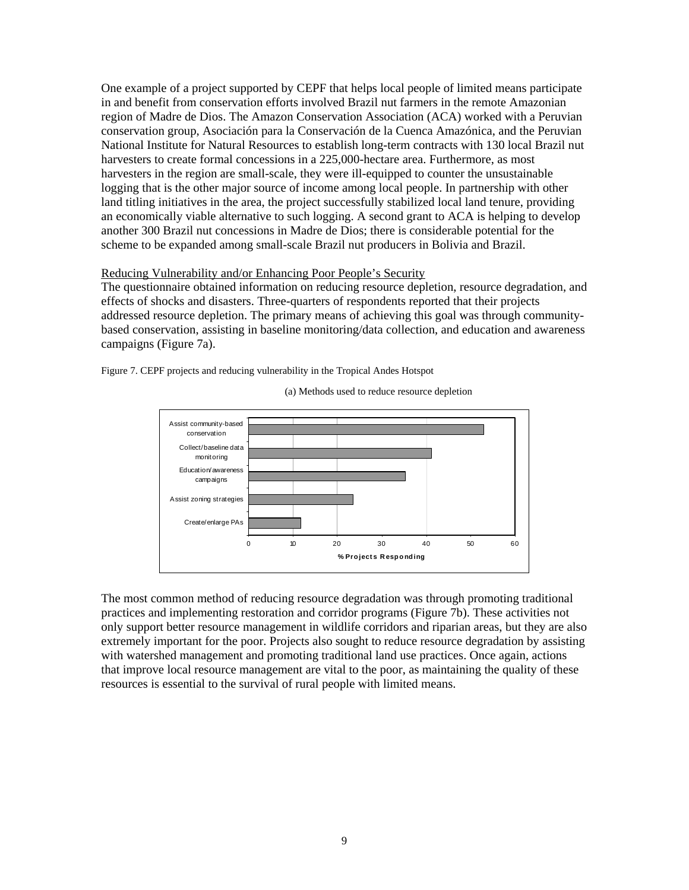One example of a project supported by CEPF that helps local people of limited means participate in and benefit from conservation efforts involved Brazil nut farmers in the remote Amazonian region of Madre de Dios. The Amazon Conservation Association (ACA) worked with a Peruvian conservation group, Asociación para la Conservación de la Cuenca Amazónica, and the Peruvian National Institute for Natural Resources to establish long-term contracts with 130 local Brazil nut harvesters to create formal concessions in a 225,000-hectare area. Furthermore, as most harvesters in the region are small-scale, they were ill-equipped to counter the unsustainable logging that is the other major source of income among local people. In partnership with other land titling initiatives in the area, the project successfully stabilized local land tenure, providing an economically viable alternative to such logging. A second grant to ACA is helping to develop another 300 Brazil nut concessions in Madre de Dios; there is considerable potential for the scheme to be expanded among small-scale Brazil nut producers in Bolivia and Brazil.

Reducing Vulnerability and/or Enhancing Poor People's Security

The questionnaire obtained information on reducing resource depletion, resource degradation, and effects of shocks and disasters. Three-quarters of respondents reported that their projects addressed resource depletion. The primary means of achieving this goal was through community-based conservation, assisting in baseline monitoring/data collection, and education and awareness campaigns (Figure 7a).

Figure 7. CEPF projects and reducing vulnerability in the Tropical Andes Hotspot

(a) Methods used to reduce resource depletion

| Method | % Projects Responding |
|---|---|
| Assist community-based conservation | ~53 |
| Collect/baseline data monitoring | ~41 |
| Education/awareness campaigns | ~35 |
| Assist zoning strategies | ~24 |
| Create/enlarge PAs | ~12 |

The most common method of reducing resource degradation was through promoting traditional practices and implementing restoration and corridor programs (Figure 7b). These activities not only support better resource management in wildlife corridors and riparian areas, but they are also extremely important for the poor. Projects also sought to reduce resource degradation by assisting with watershed management and promoting traditional land use practices. Once again, actions that improve local resource management are vital to the poor, as maintaining the quality of these resources is essential to the survival of rural people with limited means.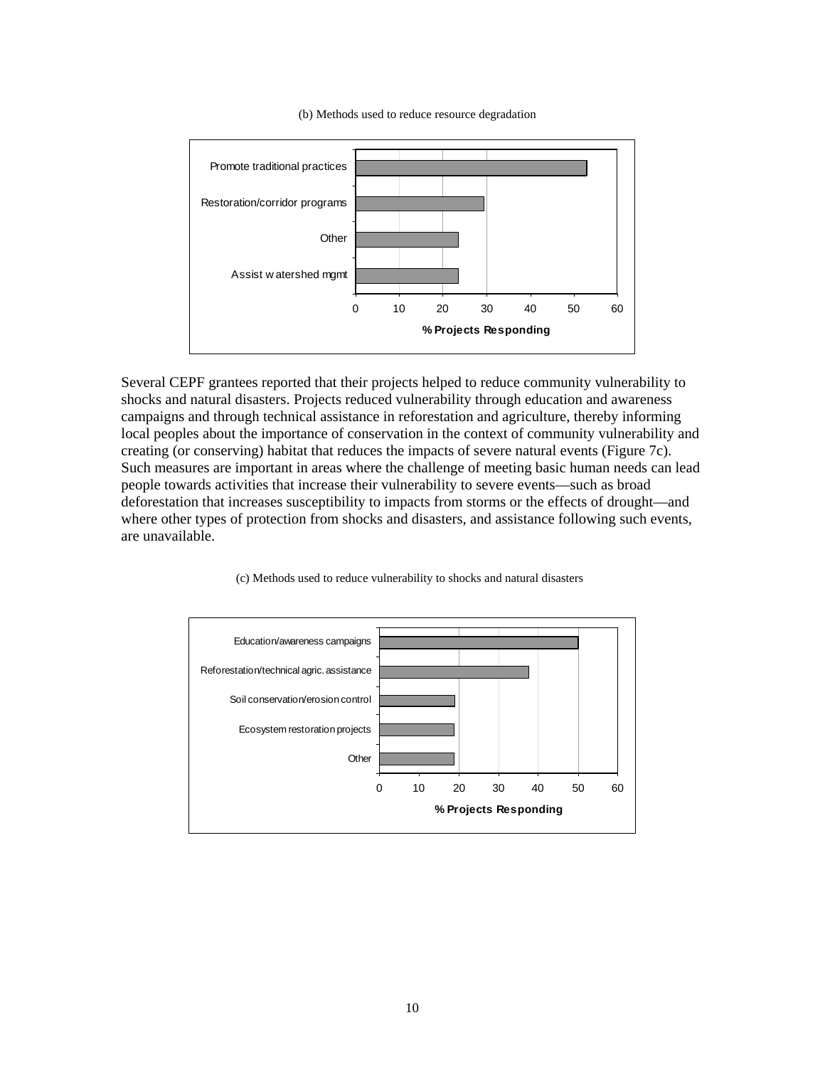(b) Methods used to reduce resource degradation

| Method | % Projects Responding |
|---|---|
| Promote traditional practices | ~53 |
| Restoration/corridor programs | ~29 |
| Other | ~23 |
| Assist watershed mgmt | ~23 |

Several CEPF grantees reported that their projects helped to reduce community vulnerability to shocks and natural disasters. Projects reduced vulnerability through education and awareness campaigns and through technical assistance in reforestation and agriculture, thereby informing local peoples about the importance of conservation in the context of community vulnerability and creating (or conserving) habitat that reduces the impacts of severe natural events (Figure 7c). Such measures are important in areas where the challenge of meeting basic human needs can lead people towards activities that increase their vulnerability to severe events—such as broad deforestation that increases susceptibility to impacts from storms or the effects of drought—and where other types of protection from shocks and disasters, and assistance following such events, are unavailable.

(c) Methods used to reduce vulnerability to shocks and natural disasters

| Method | % Projects Responding |
|---|---|
| Education/awareness campaigns | ~50 |
| Reforestation/technical agric. assistance | ~38 |
| Soil conservation/erosion control | ~19 |
| Ecosystem restoration projects | ~19 |
| Other | ~19 |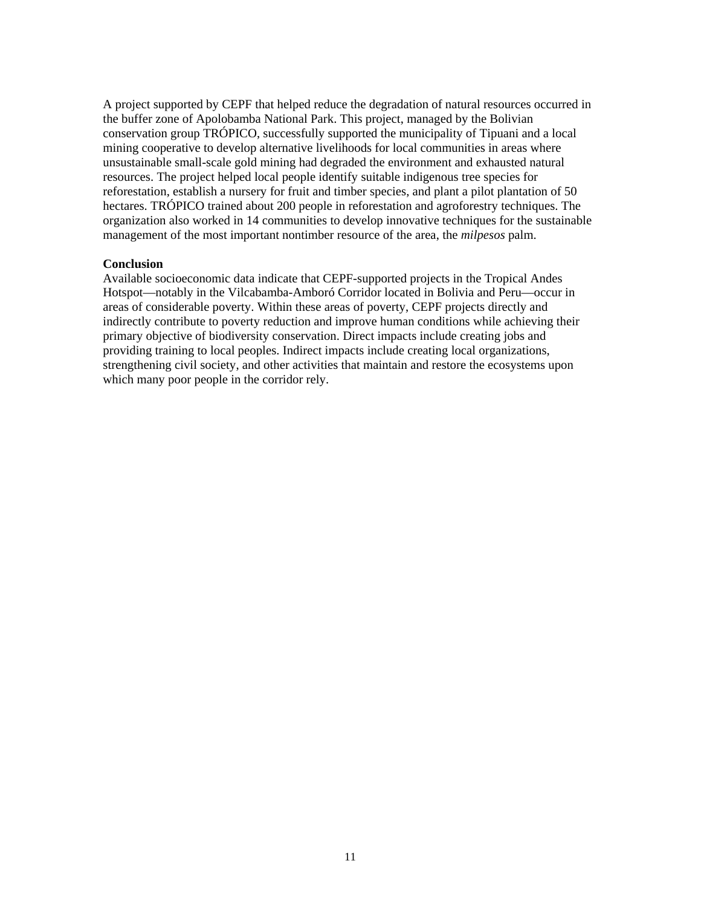A project supported by CEPF that helped reduce the degradation of natural resources occurred in the buffer zone of Apolobamba National Park. This project, managed by the Bolivian conservation group TRÓPICO, successfully supported the municipality of Tipuani and a local mining cooperative to develop alternative livelihoods for local communities in areas where unsustainable small-scale gold mining had degraded the environment and exhausted natural resources. The project helped local people identify suitable indigenous tree species for reforestation, establish a nursery for fruit and timber species, and plant a pilot plantation of 50 hectares. TRÓPICO trained about 200 people in reforestation and agroforestry techniques. The organization also worked in 14 communities to develop innovative techniques for the sustainable management of the most important nontimber resource of the area, the *milpesos* palm.

**Conclusion**

Available socioeconomic data indicate that CEPF-supported projects in the Tropical Andes Hotspot—notably in the Vilcabamba-Amboró Corridor located in Bolivia and Peru—occur in areas of considerable poverty. Within these areas of poverty, CEPF projects directly and indirectly contribute to poverty reduction and improve human conditions while achieving their primary objective of biodiversity conservation. Direct impacts include creating jobs and providing training to local peoples. Indirect impacts include creating local organizations, strengthening civil society, and other activities that maintain and restore the ecosystems upon which many poor people in the corridor rely.